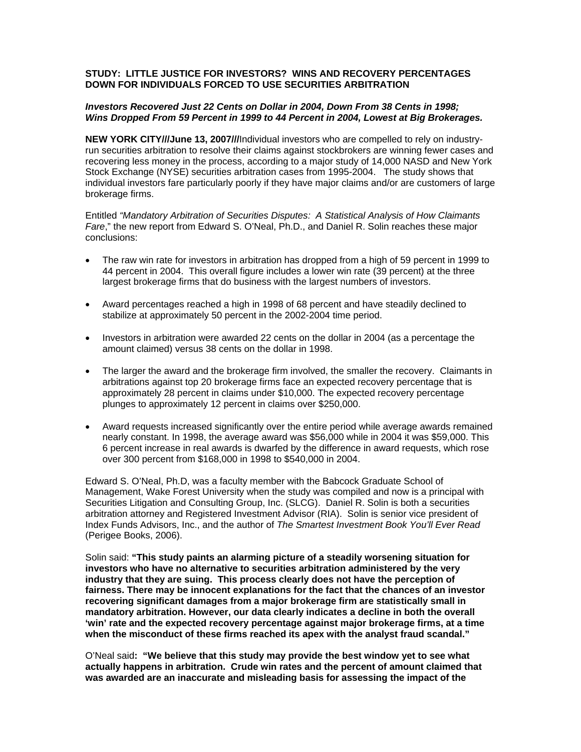**STUDY: LITTLE JUSTICE FOR INVESTORS? WINS AND RECOVERY PERCENTAGES DOWN FOR INDIVIDUALS FORCED TO USE SECURITIES ARBITRATION**

***Investors Recovered Just 22 Cents on Dollar in 2004, Down From 38 Cents in 1998; Wins Dropped From 59 Percent in 1999 to 44 Percent in 2004, Lowest at Big Brokerages.***

**NEW YORK CITY///June 13, 2007///**Individual investors who are compelled to rely on industry-run securities arbitration to resolve their claims against stockbrokers are winning fewer cases and recovering less money in the process, according to a major study of 14,000 NASD and New York Stock Exchange (NYSE) securities arbitration cases from 1995-2004. The study shows that individual investors fare particularly poorly if they have major claims and/or are customers of large brokerage firms.

Entitled *"Mandatory Arbitration of Securities Disputes: A Statistical Analysis of How Claimants Fare*," the new report from Edward S. O'Neal, Ph.D., and Daniel R. Solin reaches these major conclusions:

- The raw win rate for investors in arbitration has dropped from a high of 59 percent in 1999 to 44 percent in 2004. This overall figure includes a lower win rate (39 percent) at the three largest brokerage firms that do business with the largest numbers of investors.
- Award percentages reached a high in 1998 of 68 percent and have steadily declined to stabilize at approximately 50 percent in the 2002-2004 time period.
- Investors in arbitration were awarded 22 cents on the dollar in 2004 (as a percentage the amount claimed) versus 38 cents on the dollar in 1998.
- The larger the award and the brokerage firm involved, the smaller the recovery. Claimants in arbitrations against top 20 brokerage firms face an expected recovery percentage that is approximately 28 percent in claims under $10,000. The expected recovery percentage plunges to approximately 12 percent in claims over $250,000.
- Award requests increased significantly over the entire period while average awards remained nearly constant. In 1998, the average award was $56,000 while in 2004 it was $59,000. This 6 percent increase in real awards is dwarfed by the difference in award requests, which rose over 300 percent from $168,000 in 1998 to $540,000 in 2004.

Edward S. O'Neal, Ph.D, was a faculty member with the Babcock Graduate School of Management, Wake Forest University when the study was compiled and now is a principal with Securities Litigation and Consulting Group, Inc. (SLCG). Daniel R. Solin is both a securities arbitration attorney and Registered Investment Advisor (RIA). Solin is senior vice president of Index Funds Advisors, Inc., and the author of *The Smartest Investment Book You'll Ever Read* (Perigee Books, 2006).

Solin said: **"This study paints an alarming picture of a steadily worsening situation for investors who have no alternative to securities arbitration administered by the very industry that they are suing. This process clearly does not have the perception of fairness. There may be innocent explanations for the fact that the chances of an investor recovering significant damages from a major brokerage firm are statistically small in mandatory arbitration. However, our data clearly indicates a decline in both the overall 'win' rate and the expected recovery percentage against major brokerage firms, at a time when the misconduct of these firms reached its apex with the analyst fraud scandal."**

O'Neal said**: "We believe that this study may provide the best window yet to see what actually happens in arbitration. Crude win rates and the percent of amount claimed that was awarded are an inaccurate and misleading basis for assessing the impact of the**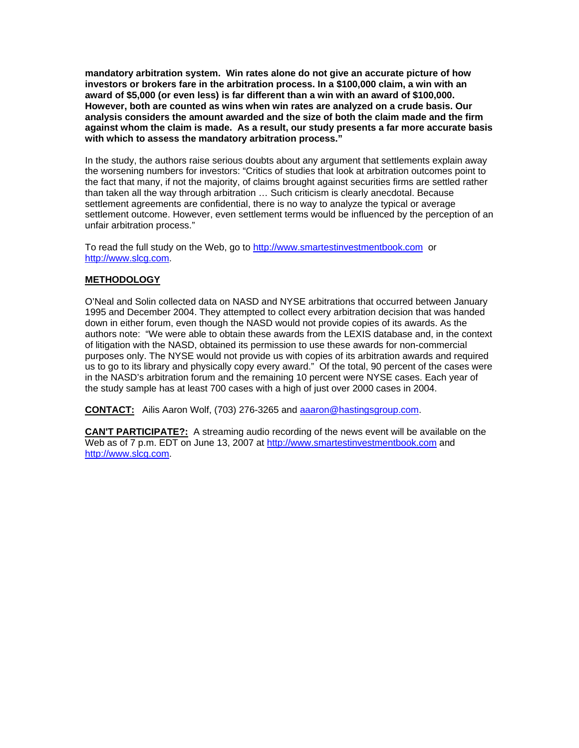**mandatory arbitration system. Win rates alone do not give an accurate picture of how investors or brokers fare in the arbitration process. In a $100,000 claim, a win with an award of $5,000 (or even less) is far different than a win with an award of $100,000. However, both are counted as wins when win rates are analyzed on a crude basis. Our analysis considers the amount awarded and the size of both the claim made and the firm against whom the claim is made. As a result, our study presents a far more accurate basis with which to assess the mandatory arbitration process."**

In the study, the authors raise serious doubts about any argument that settlements explain away the worsening numbers for investors: "Critics of studies that look at arbitration outcomes point to the fact that many, if not the majority, of claims brought against securities firms are settled rather than taken all the way through arbitration … Such criticism is clearly anecdotal. Because settlement agreements are confidential, there is no way to analyze the typical or average settlement outcome. However, even settlement terms would be influenced by the perception of an unfair arbitration process."

To read the full study on the Web, go to http://www.smartestinvestmentbook.com or http://www.slcg.com.

**METHODOLOGY**

O'Neal and Solin collected data on NASD and NYSE arbitrations that occurred between January 1995 and December 2004. They attempted to collect every arbitration decision that was handed down in either forum, even though the NASD would not provide copies of its awards. As the authors note: "We were able to obtain these awards from the LEXIS database and, in the context of litigation with the NASD, obtained its permission to use these awards for non-commercial purposes only. The NYSE would not provide us with copies of its arbitration awards and required us to go to its library and physically copy every award." Of the total, 90 percent of the cases were in the NASD's arbitration forum and the remaining 10 percent were NYSE cases. Each year of the study sample has at least 700 cases with a high of just over 2000 cases in 2004.

**CONTACT:** Ailis Aaron Wolf, (703) 276-3265 and aaaron@hastingsgroup.com.

**CAN'T PARTICIPATE?:** A streaming audio recording of the news event will be available on the Web as of 7 p.m. EDT on June 13, 2007 at http://www.smartestinvestmentbook.com and http://www.slcg.com.